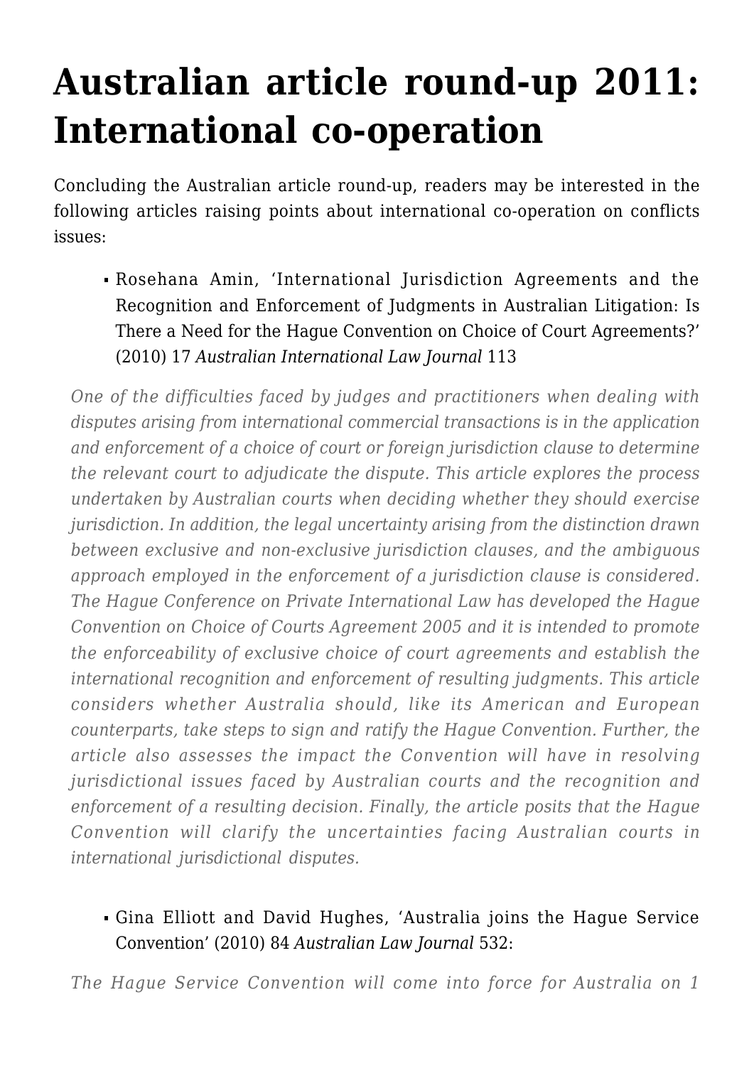# Australian article round-up 2011: International co-operation

Concluding the Australian article round-up, readers may be interested in the following articles raising points about international co-operation on conflicts issues:

- Rosehana Amin, 'International Jurisdiction Agreements and the Recognition and Enforcement of Judgments in Australian Litigation: Is There a Need for the Hague Convention on Choice of Court Agreements?' (2010) 17 *Australian International Law Journal* 113

*One of the difficulties faced by judges and practitioners when dealing with disputes arising from international commercial transactions is in the application and enforcement of a choice of court or foreign jurisdiction clause to determine the relevant court to adjudicate the dispute. This article explores the process undertaken by Australian courts when deciding whether they should exercise jurisdiction. In addition, the legal uncertainty arising from the distinction drawn between exclusive and non-exclusive jurisdiction clauses, and the ambiguous approach employed in the enforcement of a jurisdiction clause is considered. The Hague Conference on Private International Law has developed the Hague Convention on Choice of Courts Agreement 2005 and it is intended to promote the enforceability of exclusive choice of court agreements and establish the international recognition and enforcement of resulting judgments. This article considers whether Australia should, like its American and European counterparts, take steps to sign and ratify the Hague Convention. Further, the article also assesses the impact the Convention will have in resolving jurisdictional issues faced by Australian courts and the recognition and enforcement of a resulting decision. Finally, the article posits that the Hague Convention will clarify the uncertainties facing Australian courts in international jurisdictional disputes.*

- Gina Elliott and David Hughes, 'Australia joins the Hague Service Convention' (2010) 84 *Australian Law Journal* 532:

*The Hague Service Convention will come into force for Australia on 1*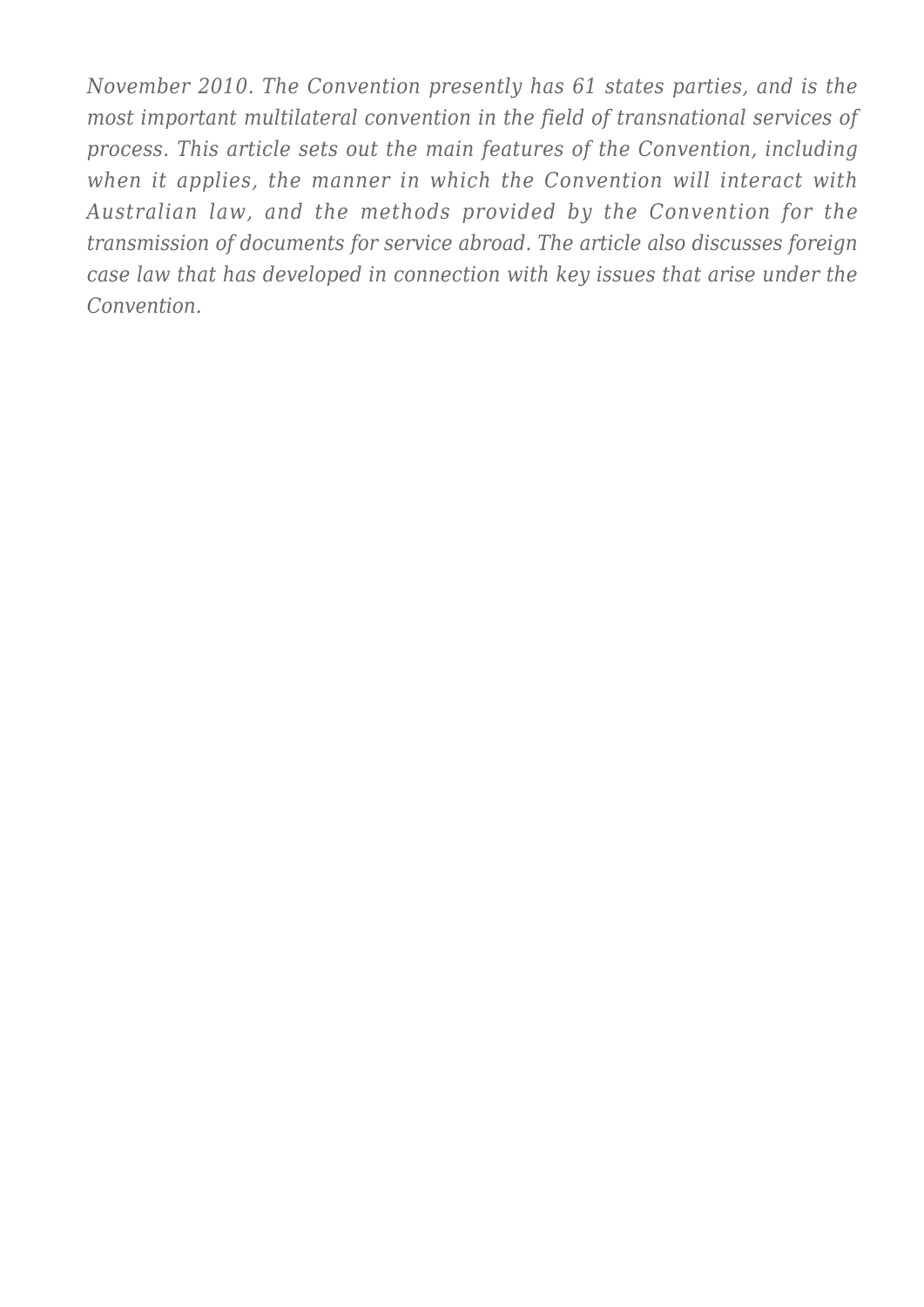*November 2010. The Convention presently has 61 states parties, and is the most important multilateral convention in the field of transnational services of process. This article sets out the main features of the Convention, including when it applies, the manner in which the Convention will interact with Australian law, and the methods provided by the Convention for the transmission of documents for service abroad. The article also discusses foreign case law that has developed in connection with key issues that arise under the Convention.*